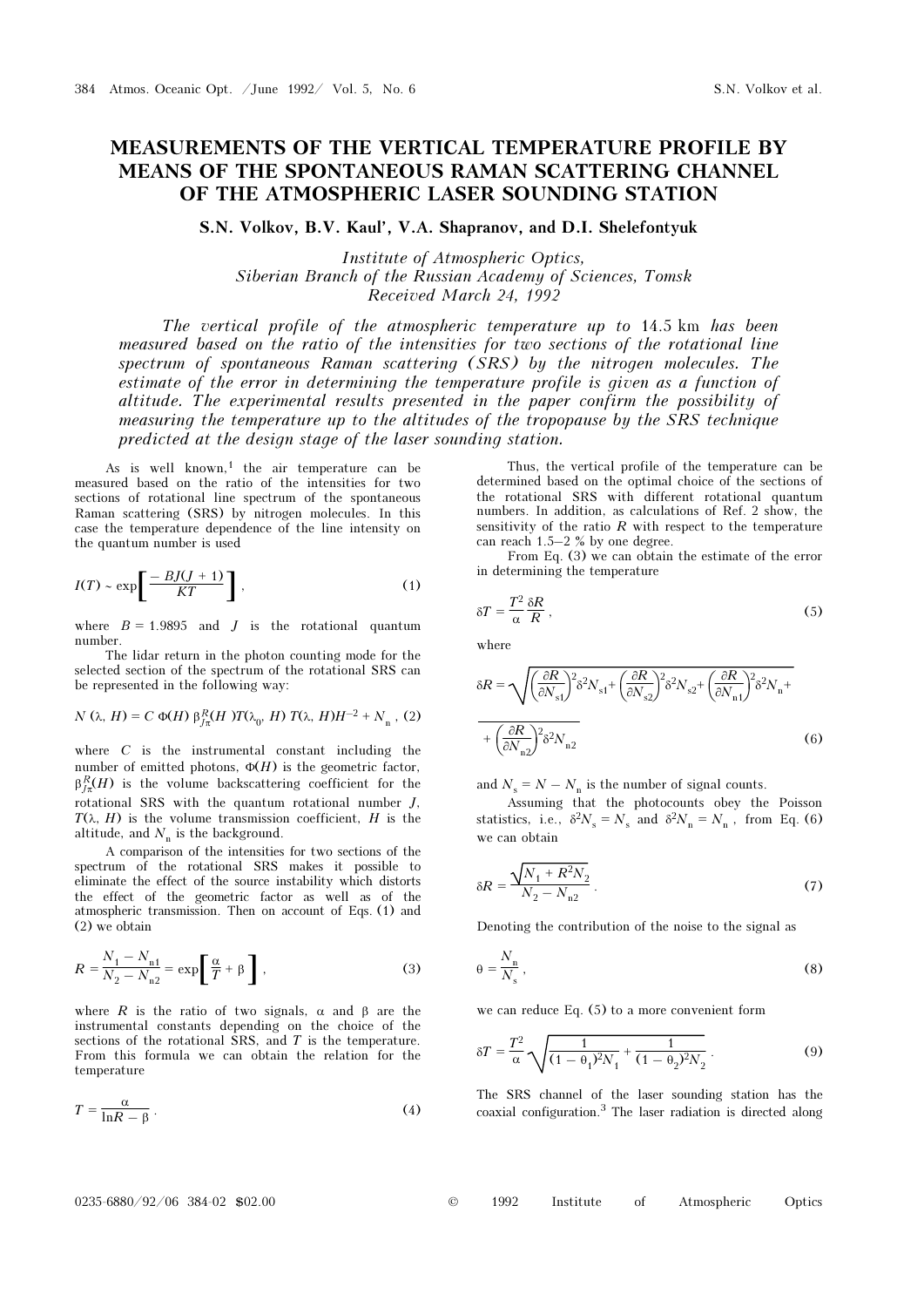# MEASUREMENTS OF THE VERTICAL TEMPERATURE PROFILE BY MEANS OF THE SPONTANEOUS RAMAN SCATTERING CHANNEL OF THE ATMOSPHERIC LASER SOUNDING STATION

**S.N. Volkov, B.V. Kaul', V.A. Shapranov, and D.I. Shelefontyuk**

*Institute of Atmospheric Optics,*
*Siberian Branch of the Russian Academy of Sciences, Tomsk*
*Received March 24, 1992*

*The vertical profile of the atmospheric temperature up to* 14.5 km *has been measured based on the ratio of the intensities for two sections of the rotational line spectrum of spontaneous Raman scattering (SRS) by the nitrogen molecules. The estimate of the error in determining the temperature profile is given as a function of altitude. The experimental results presented in the paper confirm the possibility of measuring the temperature up to the altitudes of the tropopause by the SRS technique predicted at the design stage of the laser sounding station.*

As is well known,[1] the air temperature can be measured based on the ratio of the intensities for two sections of rotational line spectrum of the spontaneous Raman scattering (SRS) by nitrogen molecules. In this case the temperature dependence of the line intensity on the quantum number is used

$$I(T) \sim \exp\left[\frac{-BJ(J+1)}{KT}\right], \tag{1}$$

where $B = 1.9895$ and $J$ is the rotational quantum number.

The lidar return in the photon counting mode for the selected section of the spectrum of the rotational SRS can be represented in the following way:

$$N(\lambda, H) = C\,\Phi(H)\,\beta^R_{J\pi}(H)\,T(\lambda_0, H)\,T(\lambda, H)H^{-2} + N_n, \tag{2}$$

where $C$ is the instrumental constant including the number of emitted photons, $\Phi(H)$ is the geometric factor, $\beta^R_{J\pi}(H)$ is the volume backscattering coefficient for the rotational SRS with the quantum rotational number $J$, $T(\lambda, H)$ is the volume transmission coefficient, $H$ is the altitude, and $N_n$ is the background.

A comparison of the intensities for two sections of the spectrum of the rotational SRS makes it possible to eliminate the effect of the source instability which distorts the effect of the geometric factor as well as of the atmospheric transmission. Then on account of Eqs. (1) and (2) we obtain

$$R = \frac{N_1 - N_{n1}}{N_2 - N_{n2}} = \exp\left[\frac{\alpha}{T} + \beta\right], \tag{3}$$

where $R$ is the ratio of two signals, $\alpha$ and $\beta$ are the instrumental constants depending on the choice of the sections of the rotational SRS, and $T$ is the temperature. From this formula we can obtain the relation for the temperature

$$T = \frac{\alpha}{\ln R - \beta}. \tag{4}$$

Thus, the vertical profile of the temperature can be determined based on the optimal choice of the sections of the rotational SRS with different rotational quantum numbers. In addition, as calculations of Ref. 2 show, the sensitivity of the ratio $R$ with respect to the temperature can reach 1.5–2 % by one degree.

From Eq. (3) we can obtain the estimate of the error in determining the temperature

$$\delta T = \frac{T^2}{\alpha}\frac{\delta R}{R}, \tag{5}$$

where

$$\delta R = \sqrt{\left(\frac{\partial R}{\partial N_{s1}}\right)^2 \delta^2 N_{s1} + \left(\frac{\partial R}{\partial N_{s2}}\right)^2 \delta^2 N_{s2} + \left(\frac{\partial R}{\partial N_{n1}}\right)^2 \delta^2 N_{n} + \left(\frac{\partial R}{\partial N_{n2}}\right)^2 \delta^2 N_{n2}} \tag{6}$$

and $N_s = N - N_n$ is the number of signal counts.

Assuming that the photocounts obey the Poisson statistics, i.e., $\delta^2 N_s = N_s$ and $\delta^2 N_n = N_n$, from Eq. (6) we can obtain

$$\delta R = \frac{\sqrt{N_1 + R^2 N_2}}{N_2 - N_{n2}}. \tag{7}$$

Denoting the contribution of the noise to the signal as

$$\theta = \frac{N_n}{N_s}, \tag{8}$$

we can reduce Eq. (5) to a more convenient form

$$\delta T = \frac{T^2}{\alpha}\sqrt{\frac{1}{(1-\theta_1)^2 N_1} + \frac{1}{(1-\theta_2)^2 N_2}}. \tag{9}$$

The SRS channel of the laser sounding station has the coaxial configuration.[3] The laser radiation is directed along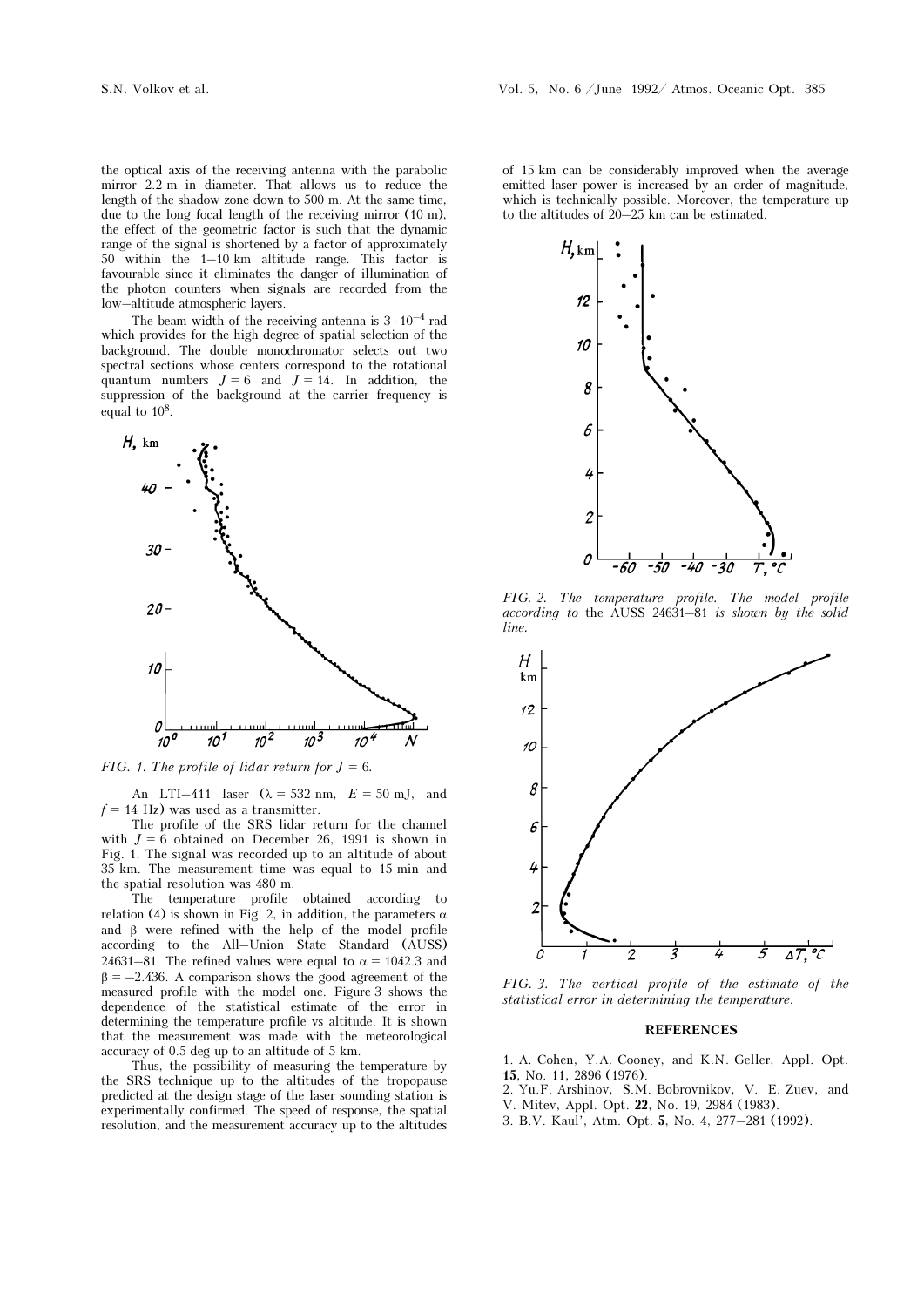the optical axis of the receiving antenna with the parabolic mirror 2.2 m in diameter. That allows us to reduce the length of the shadow zone down to 500 m. At the same time, due to the long focal length of the receiving mirror (10 m), the effect of the geometric factor is such that the dynamic range of the signal is shortened by a factor of approximately 50 within the 1–10 km altitude range. This factor is favourable since it eliminates the danger of illumination of the photon counters when signals are recorded from the low–altitude atmospheric layers.

The beam width of the receiving antenna is $3 \cdot 10^{-4}$ rad which provides for the high degree of spatial selection of the background. The double monochromator selects out two spectral sections whose centers correspond to the rotational quantum numbers $J = 6$ and $J = 14$. In addition, the suppression of the background at the carrier frequency is equal to $10^8$.

H, km

40

30

20

10

0

$10^0$ $10^1$ $10^2$ $10^3$ $10^4$ N

*FIG. 1. The profile of lidar return for $J = 6$.*

An LTI–411 laser ($\lambda = 532$ nm, $E = 50$ mJ, and $f = 14$ Hz) was used as a transmitter.

The profile of the SRS lidar return for the channel with $J = 6$ obtained on December 26, 1991 is shown in Fig. 1. The signal was recorded up to an altitude of about 35 km. The measurement time was equal to 15 min and the spatial resolution was 480 m.

The temperature profile obtained according to relation (4) is shown in Fig. 2, in addition, the parameters $\alpha$ and $\beta$ were refined with the help of the model profile according to the All–Union State Standard (AUSS) 24631–81. The refined values were equal to $\alpha = 1042.3$ and $\beta = -2.436$. A comparison shows the good agreement of the measured profile with the model one. Figure 3 shows the dependence of the statistical estimate of the error in determining the temperature profile vs altitude. It is shown that the measurement was made with the meteorological accuracy of 0.5 deg up to an altitude of 5 km.

Thus, the possibility of measuring the temperature by the SRS technique up to the altitudes of the tropopause predicted at the design stage of the laser sounding station is experimentally confirmed. The speed of response, the spatial resolution, and the measurement accuracy up to the altitudes of 15 km can be considerably improved when the average emitted laser power is increased by an order of magnitude, which is technically possible. Moreover, the temperature up to the altitudes of 20–25 km can be estimated.

H, km

12

10

8

6

4

2

0

-60 -50 -40 -30 T, °C

*FIG. 2. The temperature profile. The model profile according to* the AUSS 24631–81 *is shown by the solid line.*

H km

12

10

8

6

4

2

0

0 1 2 3 4 5 ΔT, °C

*FIG. 3. The vertical profile of the estimate of the statistical error in determining the temperature.*

## REFERENCES

1. A. Cohen, Y.A. Cooney, and K.N. Geller, Appl. Opt. **15**, No. 11, 2896 (1976).
2. Yu.F. Arshinov, S.M. Bobrovnikov, V. E. Zuev, and V. Mitev, Appl. Opt. **22**, No. 19, 2984 (1983).
3. B.V. Kaul', Atm. Opt. **5**, No. 4, 277–281 (1992).